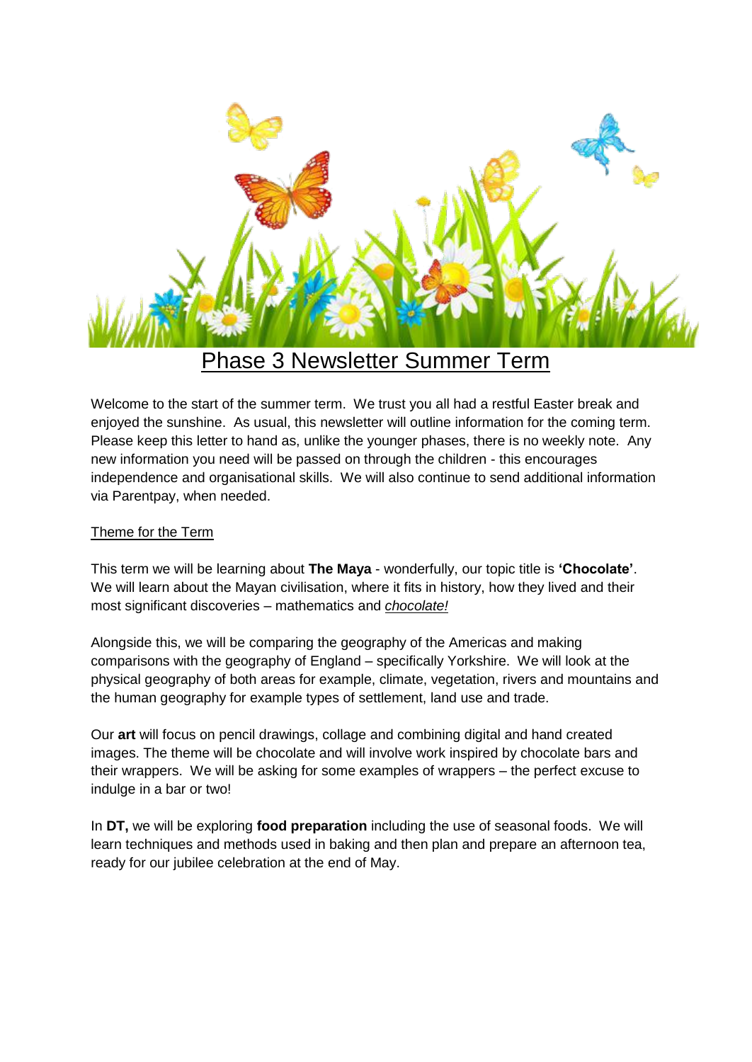# Phase 3 Newsletter Summer Term

Welcome to the start of the summer term. We trust you all had a restful Easter break and enjoyed the sunshine. As usual, this newsletter will outline information for the coming term. Please keep this letter to hand as, unlike the younger phases, there is no weekly note. Any new information you need will be passed on through the children - this encourages independence and organisational skills. We will also continue to send additional information via Parentpay, when needed.

## Theme for the Term

This term we will be learning about **The Maya** - wonderfully, our topic title is **'Chocolate'**. We will learn about the Mayan civilisation, where it fits in history, how they lived and their most significant discoveries – mathematics and *chocolate!*

Alongside this, we will be comparing the geography of the Americas and making comparisons with the geography of England – specifically Yorkshire. We will look at the physical geography of both areas for example, climate, vegetation, rivers and mountains and the human geography for example types of settlement, land use and trade.

Our **art** will focus on pencil drawings, collage and combining digital and hand created images. The theme will be chocolate and will involve work inspired by chocolate bars and their wrappers. We will be asking for some examples of wrappers – the perfect excuse to indulge in a bar or two!

In **DT,** we will be exploring **food preparation** including the use of seasonal foods. We will learn techniques and methods used in baking and then plan and prepare an afternoon tea, ready for our jubilee celebration at the end of May.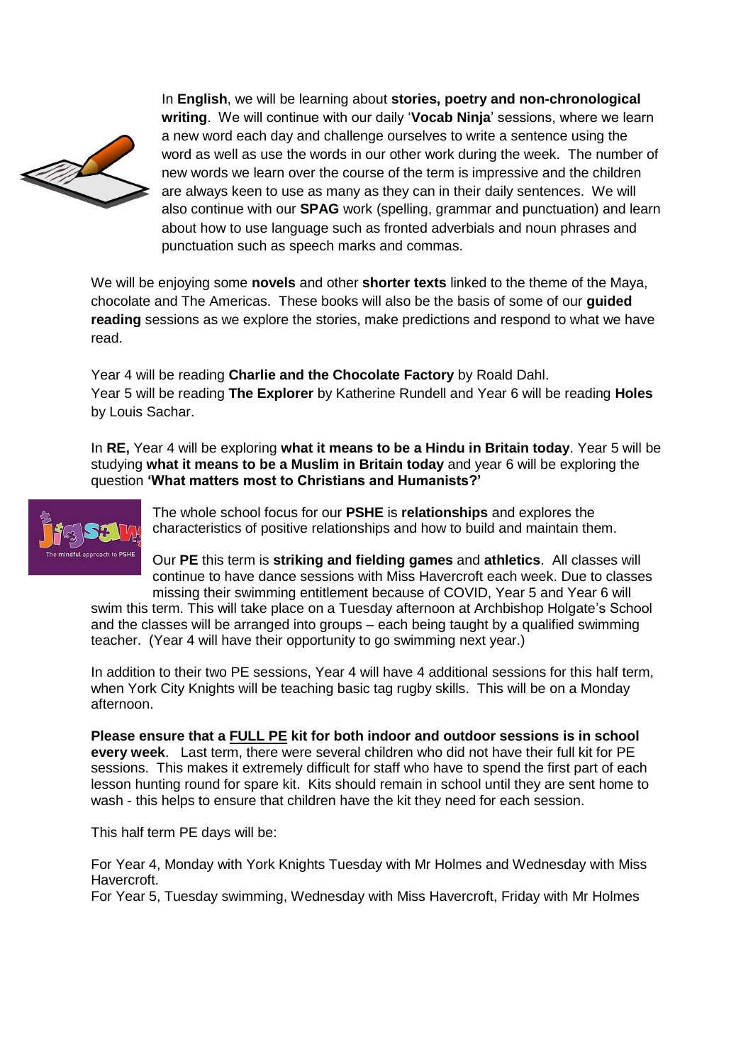In **English**, we will be learning about **stories, poetry and non-chronological writing**. We will continue with our daily '**Vocab Ninja**' sessions, where we learn a new word each day and challenge ourselves to write a sentence using the word as well as use the words in our other work during the week. The number of new words we learn over the course of the term is impressive and the children are always keen to use as many as they can in their daily sentences. We will also continue with our **SPAG** work (spelling, grammar and punctuation) and learn about how to use language such as fronted adverbials and noun phrases and punctuation such as speech marks and commas.

We will be enjoying some **novels** and other **shorter texts** linked to the theme of the Maya, chocolate and The Americas. These books will also be the basis of some of our **guided reading** sessions as we explore the stories, make predictions and respond to what we have read.

Year 4 will be reading **Charlie and the Chocolate Factory** by Roald Dahl.
Year 5 will be reading **The Explorer** by Katherine Rundell and Year 6 will be reading **Holes** by Louis Sachar.

In **RE,** Year 4 will be exploring **what it means to be a Hindu in Britain today**. Year 5 will be studying **what it means to be a Muslim in Britain today** and year 6 will be exploring the question **'What matters most to Christians and Humanists?'**

The whole school focus for our **PSHE** is **relationships** and explores the characteristics of positive relationships and how to build and maintain them.

Our **PE** this term is **striking and fielding games** and **athletics**. All classes will continue to have dance sessions with Miss Havercroft each week. Due to classes missing their swimming entitlement because of COVID, Year 5 and Year 6 will swim this term. This will take place on a Tuesday afternoon at Archbishop Holgate's School and the classes will be arranged into groups – each being taught by a qualified swimming teacher. (Year 4 will have their opportunity to go swimming next year.)

In addition to their two PE sessions, Year 4 will have 4 additional sessions for this half term, when York City Knights will be teaching basic tag rugby skills. This will be on a Monday afternoon.

**Please ensure that a FULL PE kit for both indoor and outdoor sessions is in school every week**. Last term, there were several children who did not have their full kit for PE sessions. This makes it extremely difficult for staff who have to spend the first part of each lesson hunting round for spare kit. Kits should remain in school until they are sent home to wash - this helps to ensure that children have the kit they need for each session.

This half term PE days will be:

For Year 4, Monday with York Knights Tuesday with Mr Holmes and Wednesday with Miss Havercroft.
For Year 5, Tuesday swimming, Wednesday with Miss Havercroft, Friday with Mr Holmes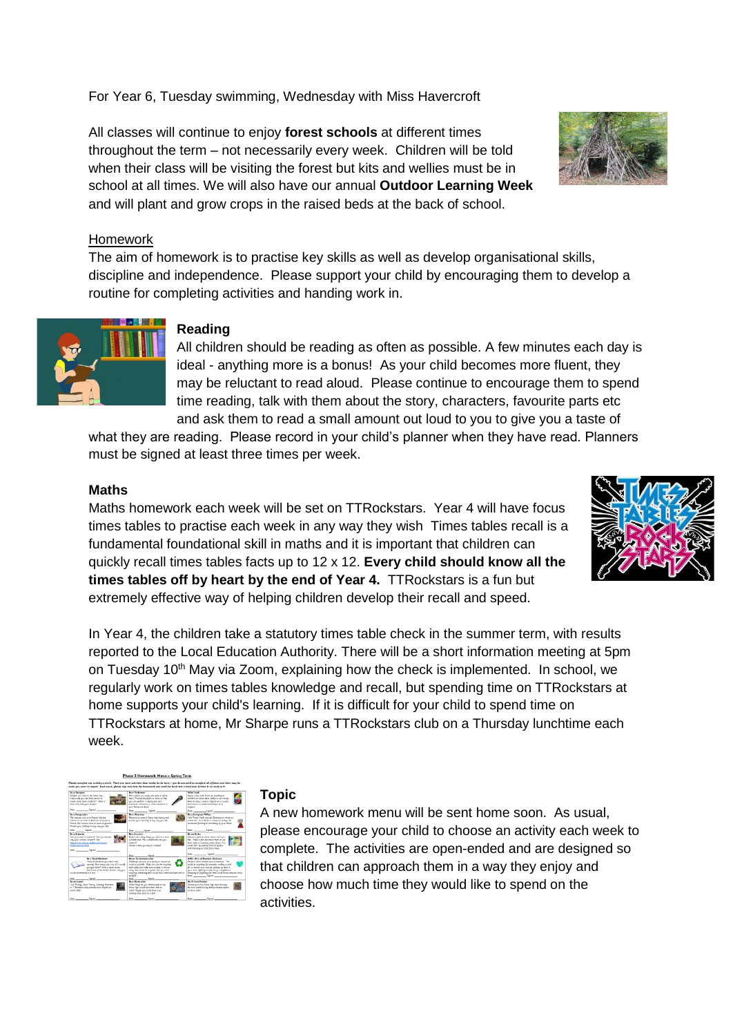For Year 6, Tuesday swimming, Wednesday with Miss Havercroft

All classes will continue to enjoy **forest schools** at different times throughout the term – not necessarily every week. Children will be told when their class will be visiting the forest but kits and wellies must be in school at all times. We will also have our annual **Outdoor Learning Week** and will plant and grow crops in the raised beds at the back of school.

Homework

The aim of homework is to practise key skills as well as develop organisational skills, discipline and independence. Please support your child by encouraging them to develop a routine for completing activities and handing work in.

### Reading

All children should be reading as often as possible. A few minutes each day is ideal - anything more is a bonus! As your child becomes more fluent, they may be reluctant to read aloud. Please continue to encourage them to spend time reading, talk with them about the story, characters, favourite parts etc and ask them to read a small amount out loud to you to give you a taste of what they are reading. Please record in your child's planner when they have read. Planners must be signed at least three times per week.

### Maths

Maths homework each week will be set on TTRockstars. Year 4 will have focus times tables to practise each week in any way they wish Times tables recall is a fundamental foundational skill in maths and it is important that children can quickly recall times tables facts up to 12 x 12. **Every child should know all the times tables off by heart by the end of Year 4.** TTRockstars is a fun but extremely effective way of helping children develop their recall and speed.

In Year 4, the children take a statutory times table check in the summer term, with results reported to the Local Education Authority. There will be a short information meeting at 5pm on Tuesday 10th May via Zoom, explaining how the check is implemented. In school, we regularly work on times tables knowledge and recall, but spending time on TTRockstars at home supports your child's learning. If it is difficult for your child to spend time on TTRockstars at home, Mr Sharpe runs a TTRockstars club on a Thursday lunchtime each week.

### Topic

A new homework menu will be sent home soon. As usual, please encourage your child to choose an activity each week to complete. The activities are open-ended and are designed so that children can approach them in a way they enjoy and choose how much time they would like to spend on the activities.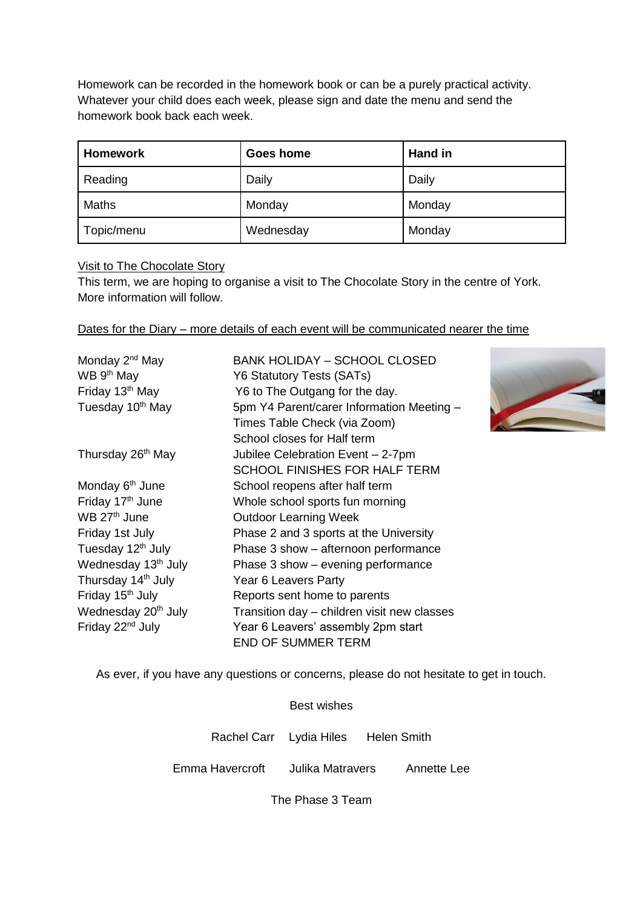Homework can be recorded in the homework book or can be a purely practical activity. Whatever your child does each week, please sign and date the menu and send the homework book back each week.

| Homework | Goes home | Hand in |
| --- | --- | --- |
| Reading | Daily | Daily |
| Maths | Monday | Monday |
| Topic/menu | Wednesday | Monday |

Visit to The Chocolate Story

This term, we are hoping to organise a visit to The Chocolate Story in the centre of York. More information will follow.

Dates for the Diary – more details of each event will be communicated nearer the time

| | |
| --- | --- |
| Monday 2nd May | BANK HOLIDAY – SCHOOL CLOSED |
| WB 9th May | Y6 Statutory Tests (SATs) |
| Friday 13th May | Y6 to The Outgang for the day. |
| Tuesday 10th May | 5pm Y4 Parent/carer Information Meeting – Times Table Check (via Zoom) |
| | School closes for Half term |
| Thursday 26th May | Jubilee Celebration Event – 2-7pm |
| | SCHOOL FINISHES FOR HALF TERM |
| Monday 6th June | School reopens after half term |
| Friday 17th June | Whole school sports fun morning |
| WB 27th June | Outdoor Learning Week |
| Friday 1st July | Phase 2 and 3 sports at the University |
| Tuesday 12th July | Phase 3 show – afternoon performance |
| Wednesday 13th July | Phase 3 show – evening performance |
| Thursday 14th July | Year 6 Leavers Party |
| Friday 15th July | Reports sent home to parents |
| Wednesday 20th July | Transition day – children visit new classes |
| Friday 22nd July | Year 6 Leavers' assembly 2pm start |
| | END OF SUMMER TERM |

As ever, if you have any questions or concerns, please do not hesitate to get in touch.

Best wishes

Rachel Carr Lydia Hiles Helen Smith

Emma Havercroft Julika Matravers Annette Lee

The Phase 3 Team